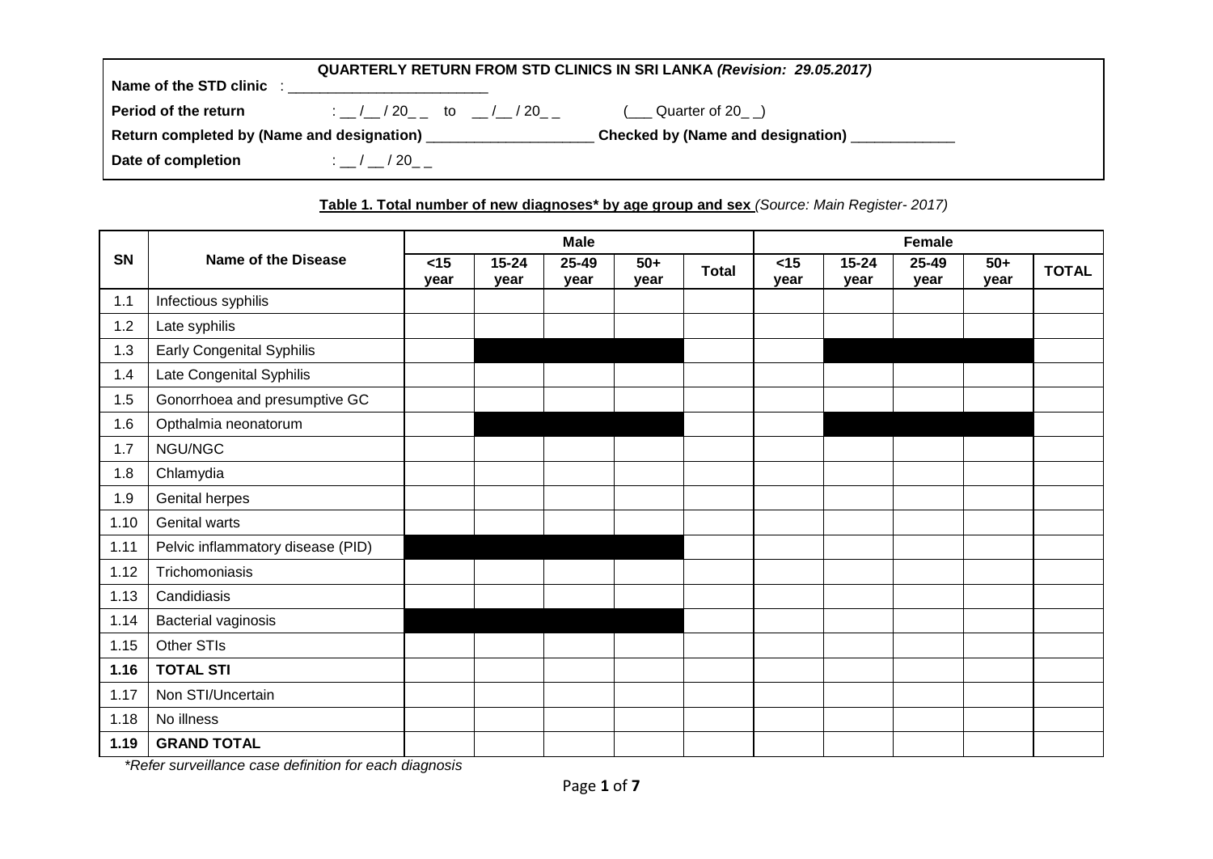**QUARTERLY RETURN FROM STD CLINICS IN SRI LANKA *(Revision: 29.05.2017)***

**Name of the STD clinic** : _________________________

**Period of the return** : __ /__ / 20_ _ to __ /__ / 20_ _ (___ Quarter of 20_ _)

**Return completed by (Name and designation)** ____________________ **Checked by (Name and designation)** _____________

**Date of completion** : __ / __ / 20_ _

**Table 1. Total number of new diagnoses* by age group and sex** *(Source: Main Register- 2017)*

| SN | Name of the Disease | Male | | | | | Female | | | | |
|---|---|---|---|---|---|---|---|---|---|---|---|
| | | <15 year | 15-24 year | 25-49 year | 50+ year | Total | <15 year | 15-24 year | 25-49 year | 50+ year | TOTAL |
| 1.1 | Infectious syphilis | | | | | | | | | | |
| 1.2 | Late syphilis | | | | | | | | | | |
| 1.3 | Early Congenital Syphilis | | | | | | | | | | |
| 1.4 | Late Congenital Syphilis | | | | | | | | | | |
| 1.5 | Gonorrhoea and presumptive GC | | | | | | | | | | |
| 1.6 | Opthalmia neonatorum | | | | | | | | | | |
| 1.7 | NGU/NGC | | | | | | | | | | |
| 1.8 | Chlamydia | | | | | | | | | | |
| 1.9 | Genital herpes | | | | | | | | | | |
| 1.10 | Genital warts | | | | | | | | | | |
| 1.11 | Pelvic inflammatory disease (PID) | | | | | | | | | | |
| 1.12 | Trichomoniasis | | | | | | | | | | |
| 1.13 | Candidiasis | | | | | | | | | | |
| 1.14 | Bacterial vaginosis | | | | | | | | | | |
| 1.15 | Other STIs | | | | | | | | | | |
| **1.16** | **TOTAL STI** | | | | | | | | | | |
| 1.17 | Non STI/Uncertain | | | | | | | | | | |
| 1.18 | No illness | | | | | | | | | | |
| **1.19** | **GRAND TOTAL** | | | | | | | | | | |

*\*Refer surveillance case definition for each diagnosis*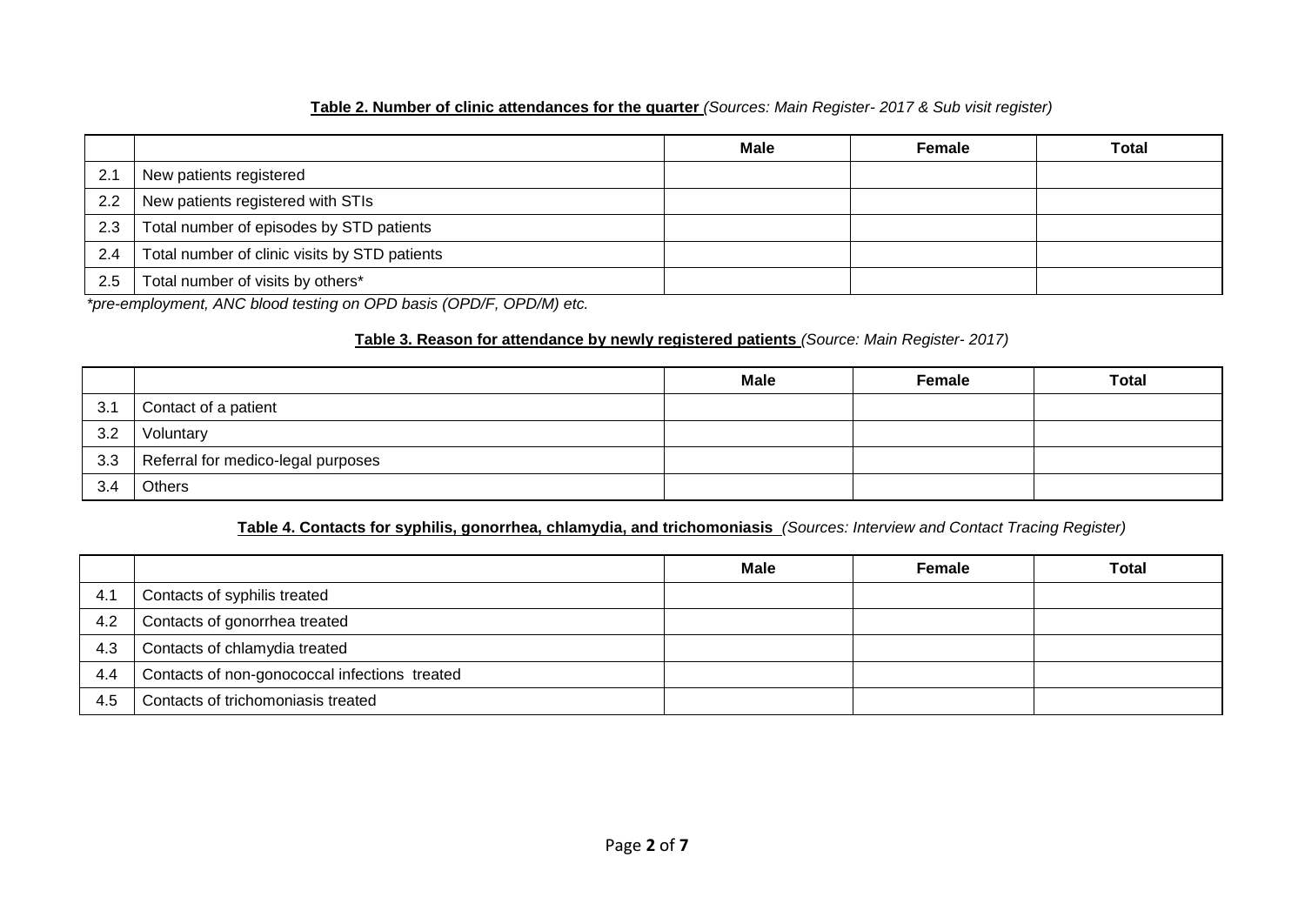**Table 2. Number of clinic attendances for the quarter** *(Sources: Main Register- 2017 & Sub visit register)*

| | | Male | Female | Total |
|---|---|---|---|---|
| 2.1 | New patients registered | | | |
| 2.2 | New patients registered with STIs | | | |
| 2.3 | Total number of episodes by STD patients | | | |
| 2.4 | Total number of clinic visits by STD patients | | | |
| 2.5 | Total number of visits by others* | | | |

*\*pre-employment, ANC blood testing on OPD basis (OPD/F, OPD/M) etc.*

**Table 3. Reason for attendance by newly registered patients** *(Source: Main Register- 2017)*

| | | Male | Female | Total |
|---|---|---|---|---|
| 3.1 | Contact of a patient | | | |
| 3.2 | Voluntary | | | |
| 3.3 | Referral for medico-legal purposes | | | |
| 3.4 | Others | | | |

**Table 4. Contacts for syphilis, gonorrhea, chlamydia, and trichomoniasis** *(Sources: Interview and Contact Tracing Register)*

| | | Male | Female | Total |
|---|---|---|---|---|
| 4.1 | Contacts of syphilis treated | | | |
| 4.2 | Contacts of gonorrhea treated | | | |
| 4.3 | Contacts of chlamydia treated | | | |
| 4.4 | Contacts of non-gonococcal infections treated | | | |
| 4.5 | Contacts of trichomoniasis treated | | | |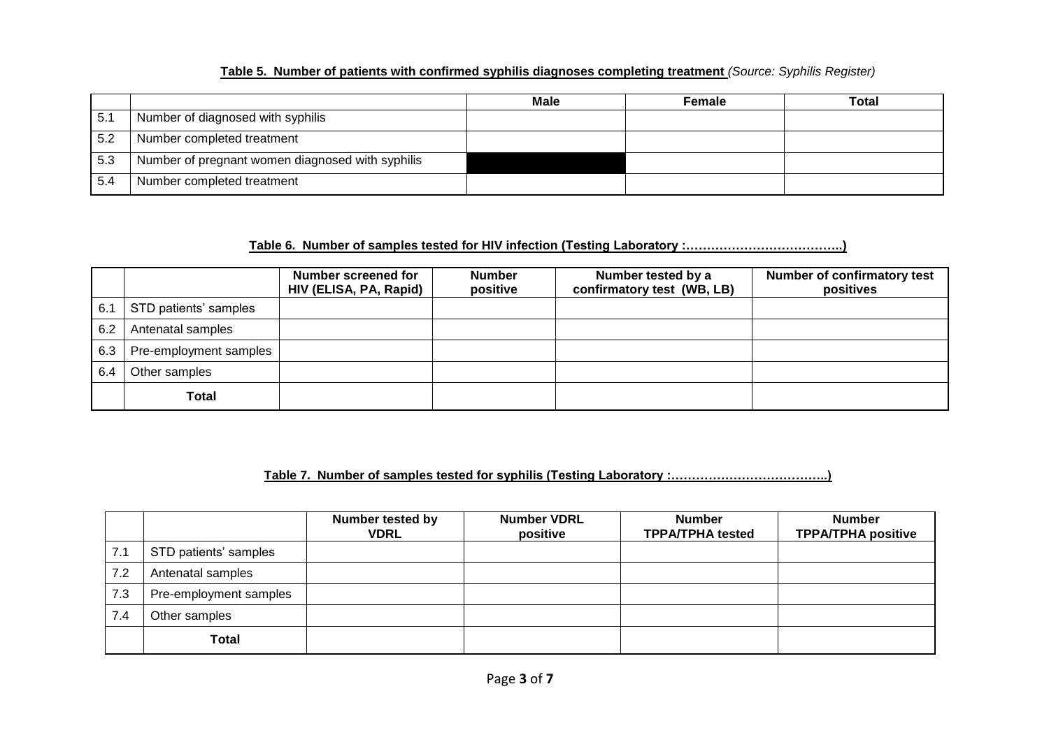**Table 5. Number of patients with confirmed syphilis diagnoses completing treatment** *(Source: Syphilis Register)*

| | | Male | Female | Total |
|---|---|---|---|---|
| 5.1 | Number of diagnosed with syphilis | | | |
| 5.2 | Number completed treatment | | | |
| 5.3 | Number of pregnant women diagnosed with syphilis | | | |
| 5.4 | Number completed treatment | | | |

**Table 6. Number of samples tested for HIV infection (Testing Laboratory :………………………………..)**

| | | Number screened for HIV (ELISA, PA, Rapid) | Number positive | Number tested by a confirmatory test (WB, LB) | Number of confirmatory test positives |
|---|---|---|---|---|---|
| 6.1 | STD patients' samples | | | | |
| 6.2 | Antenatal samples | | | | |
| 6.3 | Pre-employment samples | | | | |
| 6.4 | Other samples | | | | |
| | **Total** | | | | |

**Table 7. Number of samples tested for syphilis (Testing Laboratory :………………………………..)**

| | | Number tested by VDRL | Number VDRL positive | Number TPPA/TPHA tested | Number TPPA/TPHA positive |
|---|---|---|---|---|---|
| 7.1 | STD patients' samples | | | | |
| 7.2 | Antenatal samples | | | | |
| 7.3 | Pre-employment samples | | | | |
| 7.4 | Other samples | | | | |
| | **Total** | | | | |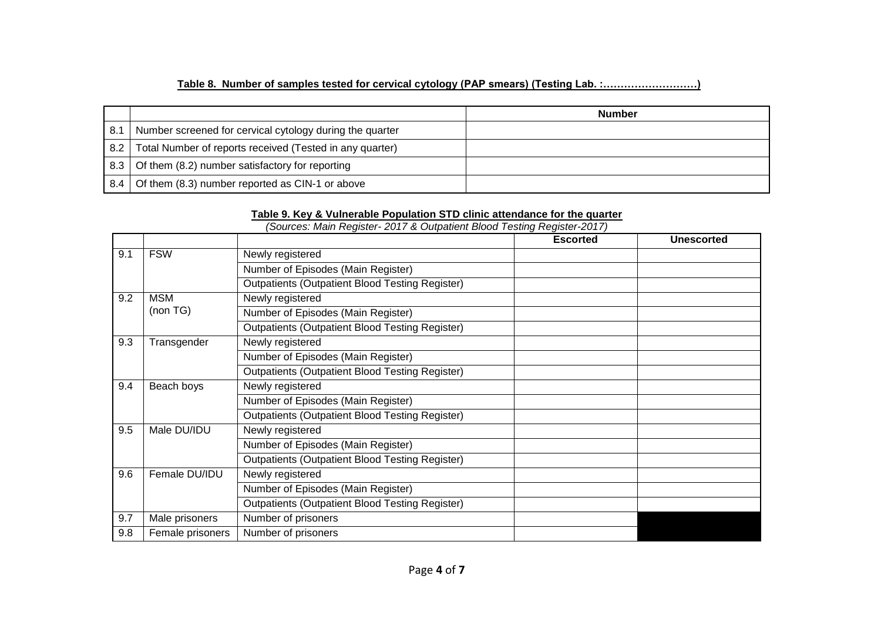**Table 8. Number of samples tested for cervical cytology (PAP smears) (Testing Lab. :………………………)**

| | | Number |
|---|---|---|
| 8.1 | Number screened for cervical cytology during the quarter | |
| 8.2 | Total Number of reports received (Tested in any quarter) | |
| 8.3 | Of them (8.2) number satisfactory for reporting | |
| 8.4 | Of them (8.3) number reported as CIN-1 or above | |

**Table 9. Key & Vulnerable Population STD clinic attendance for the quarter**

*(Sources: Main Register- 2017 & Outpatient Blood Testing Register-2017)*

| | | | Escorted | Unescorted |
|---|---|---|---|---|
| 9.1 | FSW | Newly registered | | |
| | | Number of Episodes (Main Register) | | |
| | | Outpatients (Outpatient Blood Testing Register) | | |
| 9.2 | MSM (non TG) | Newly registered | | |
| | | Number of Episodes (Main Register) | | |
| | | Outpatients (Outpatient Blood Testing Register) | | |
| 9.3 | Transgender | Newly registered | | |
| | | Number of Episodes (Main Register) | | |
| | | Outpatients (Outpatient Blood Testing Register) | | |
| 9.4 | Beach boys | Newly registered | | |
| | | Number of Episodes (Main Register) | | |
| | | Outpatients (Outpatient Blood Testing Register) | | |
| 9.5 | Male DU/IDU | Newly registered | | |
| | | Number of Episodes (Main Register) | | |
| | | Outpatients (Outpatient Blood Testing Register) | | |
| 9.6 | Female DU/IDU | Newly registered | | |
| | | Number of Episodes (Main Register) | | |
| | | Outpatients (Outpatient Blood Testing Register) | | |
| 9.7 | Male prisoners | Number of prisoners | | |
| 9.8 | Female prisoners | Number of prisoners | | |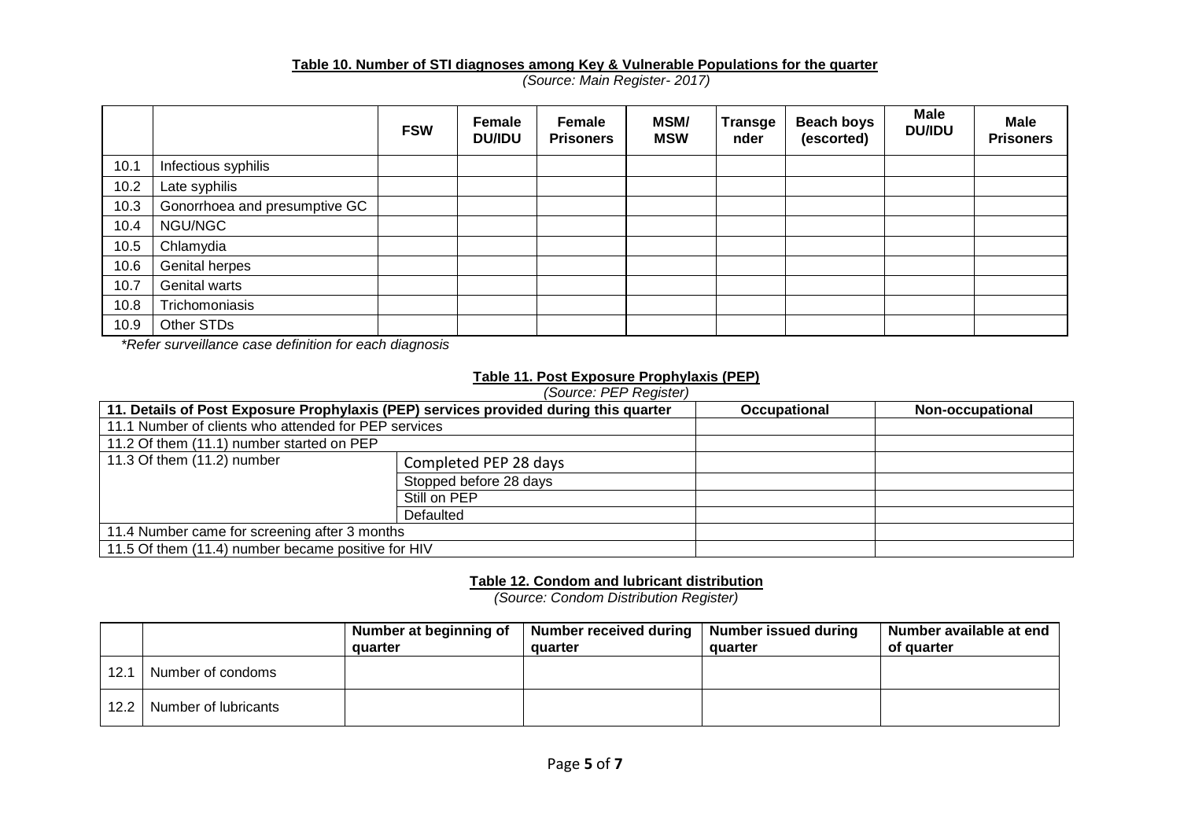**Table 10. Number of STI diagnoses among Key & Vulnerable Populations for the quarter**

*(Source: Main Register- 2017)*

| | | FSW | Female DU/IDU | Female Prisoners | MSM/ MSW | Transgender | Beach boys (escorted) | Male DU/IDU | Male Prisoners |
|---|---|---|---|---|---|---|---|---|---|
| 10.1 | Infectious syphilis | | | | | | | | |
| 10.2 | Late syphilis | | | | | | | | |
| 10.3 | Gonorrhoea and presumptive GC | | | | | | | | |
| 10.4 | NGU/NGC | | | | | | | | |
| 10.5 | Chlamydia | | | | | | | | |
| 10.6 | Genital herpes | | | | | | | | |
| 10.7 | Genital warts | | | | | | | | |
| 10.8 | Trichomoniasis | | | | | | | | |
| 10.9 | Other STDs | | | | | | | | |

*\*Refer surveillance case definition for each diagnosis*

**Table 11. Post Exposure Prophylaxis (PEP)**

*(Source: PEP Register)*

| 11. Details of Post Exposure Prophylaxis (PEP) services provided during this quarter | | Occupational | Non-occupational |
|---|---|---|---|
| 11.1 Number of clients who attended for PEP services | | | |
| 11.2 Of them (11.1) number started on PEP | | | |
| 11.3 Of them (11.2) number | Completed PEP 28 days | | |
| | Stopped before 28 days | | |
| | Still on PEP | | |
| | Defaulted | | |
| 11.4 Number came for screening after 3 months | | | |
| 11.5 Of them (11.4) number became positive for HIV | | | |

**Table 12. Condom and lubricant distribution**

*(Source: Condom Distribution Register)*

| | | Number at beginning of quarter | Number received during quarter | Number issued during quarter | Number available at end of quarter |
|---|---|---|---|---|---|
| 12.1 | Number of condoms | | | | |
| 12.2 | Number of lubricants | | | | |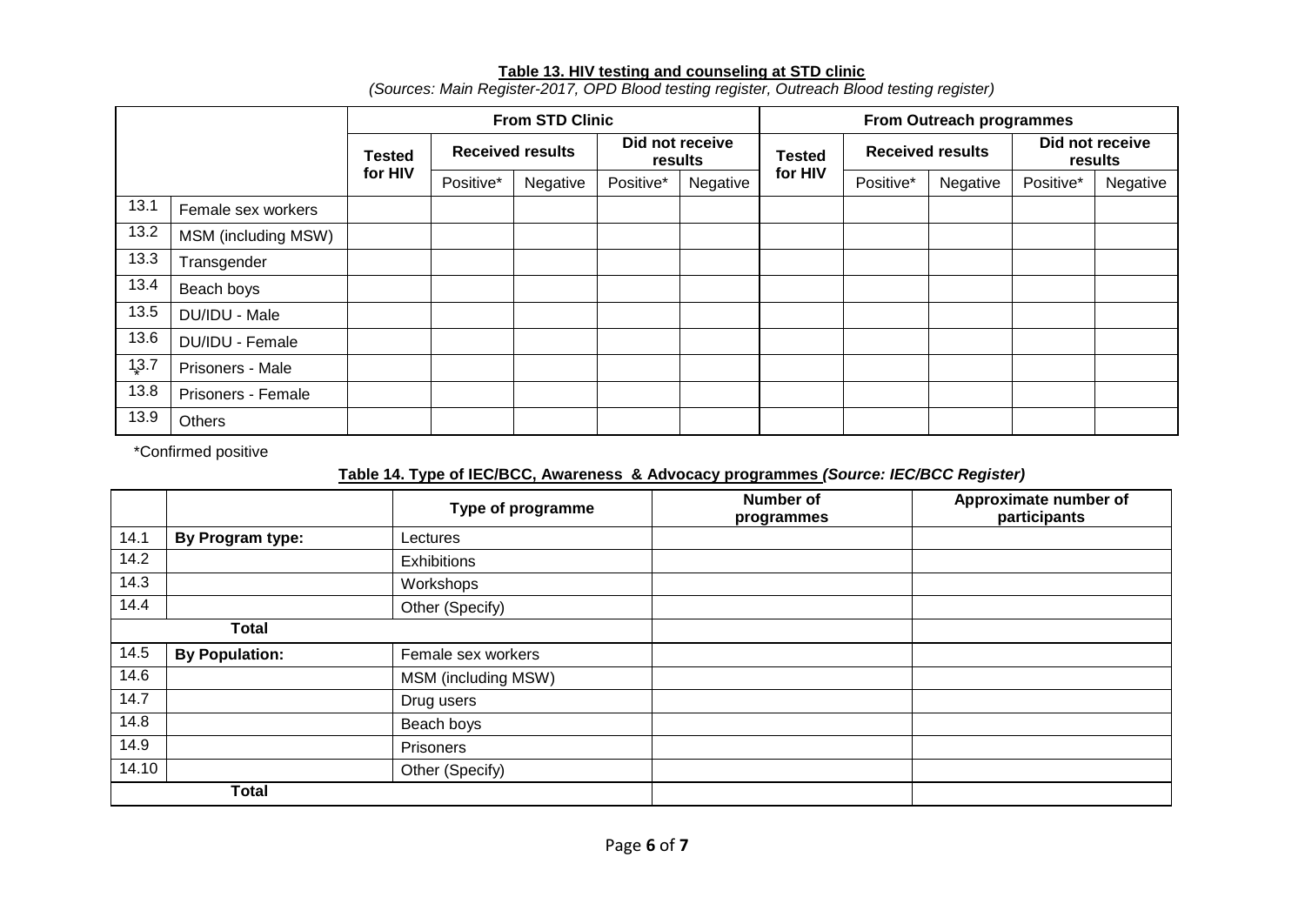**Table 13. HIV testing and counseling at STD clinic**

*(Sources: Main Register-2017, OPD Blood testing register, Outreach Blood testing register)*

| | | From STD Clinic | | | | | From Outreach programmes | | | | |
|---|---|---|---|---|---|---|---|---|---|---|---|
| | | Tested for HIV | Received results | | Did not receive results | | Tested for HIV | Received results | | Did not receive results | |
| | | | Positive* | Negative | Positive* | Negative | | Positive* | Negative | Positive* | Negative |
| 13.1 | Female sex workers | | | | | | | | | | |
| 13.2 | MSM (including MSW) | | | | | | | | | | |
| 13.3 | Transgender | | | | | | | | | | |
| 13.4 | Beach boys | | | | | | | | | | |
| 13.5 | DU/IDU - Male | | | | | | | | | | |
| 13.6 | DU/IDU - Female | | | | | | | | | | |
| 13.7 | Prisoners - Male | | | | | | | | | | |
| 13.8 | Prisoners - Female | | | | | | | | | | |
| 13.9 | Others | | | | | | | | | | |

*Confirmed positive

**Table 14. Type of IEC/BCC, Awareness & Advocacy programmes *(Source: IEC/BCC Register)***

| | | Type of programme | Number of programmes | Approximate number of participants |
|---|---|---|---|---|
| 14.1 | **By Program type:** | Lectures | | |
| 14.2 | | Exhibitions | | |
| 14.3 | | Workshops | | |
| 14.4 | | Other (Specify) | | |
| **Total** | | | | |
| 14.5 | **By Population:** | Female sex workers | | |
| 14.6 | | MSM (including MSW) | | |
| 14.7 | | Drug users | | |
| 14.8 | | Beach boys | | |
| 14.9 | | Prisoners | | |
| 14.10 | | Other (Specify) | | |
| **Total** | | | | |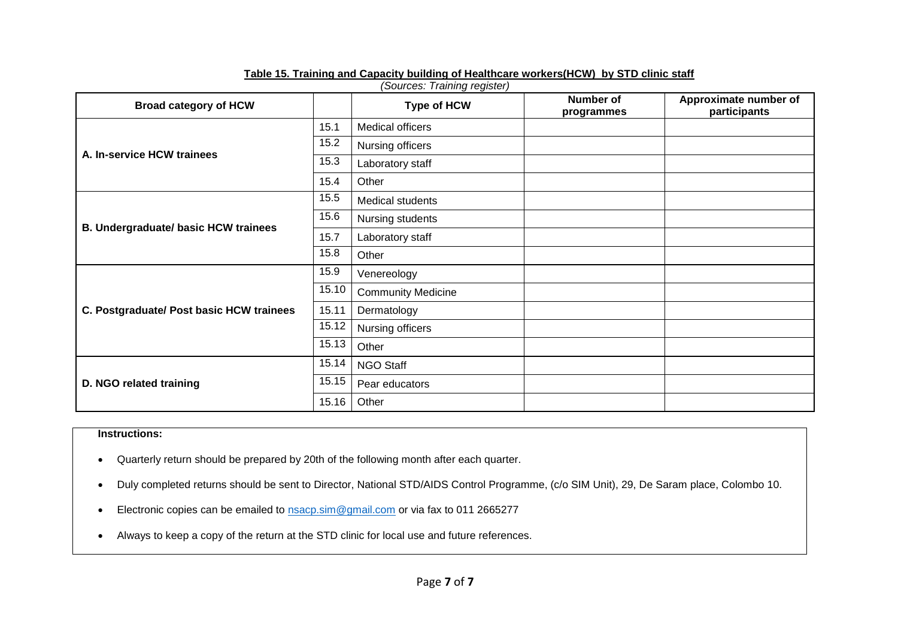**Table 15. Training and Capacity building of Healthcare workers(HCW) by STD clinic staff**

*(Sources: Training register)*

| Broad category of HCW | | Type of HCW | Number of programmes | Approximate number of participants |
|---|---|---|---|---|
| A. In-service HCW trainees | 15.1 | Medical officers | | |
| | 15.2 | Nursing officers | | |
| | 15.3 | Laboratory staff | | |
| | 15.4 | Other | | |
| B. Undergraduate/ basic HCW trainees | 15.5 | Medical students | | |
| | 15.6 | Nursing students | | |
| | 15.7 | Laboratory staff | | |
| | 15.8 | Other | | |
| C. Postgraduate/ Post basic HCW trainees | 15.9 | Venereology | | |
| | 15.10 | Community Medicine | | |
| | 15.11 | Dermatology | | |
| | 15.12 | Nursing officers | | |
| | 15.13 | Other | | |
| D. NGO related training | 15.14 | NGO Staff | | |
| | 15.15 | Pear educators | | |
| | 15.16 | Other | | |

**Instructions:**

- Quarterly return should be prepared by 20th of the following month after each quarter.
- Duly completed returns should be sent to Director, National STD/AIDS Control Programme, (c/o SIM Unit), 29, De Saram place, Colombo 10.
- Electronic copies can be emailed to nsacp.sim@gmail.com or via fax to 011 2665277
- Always to keep a copy of the return at the STD clinic for local use and future references.